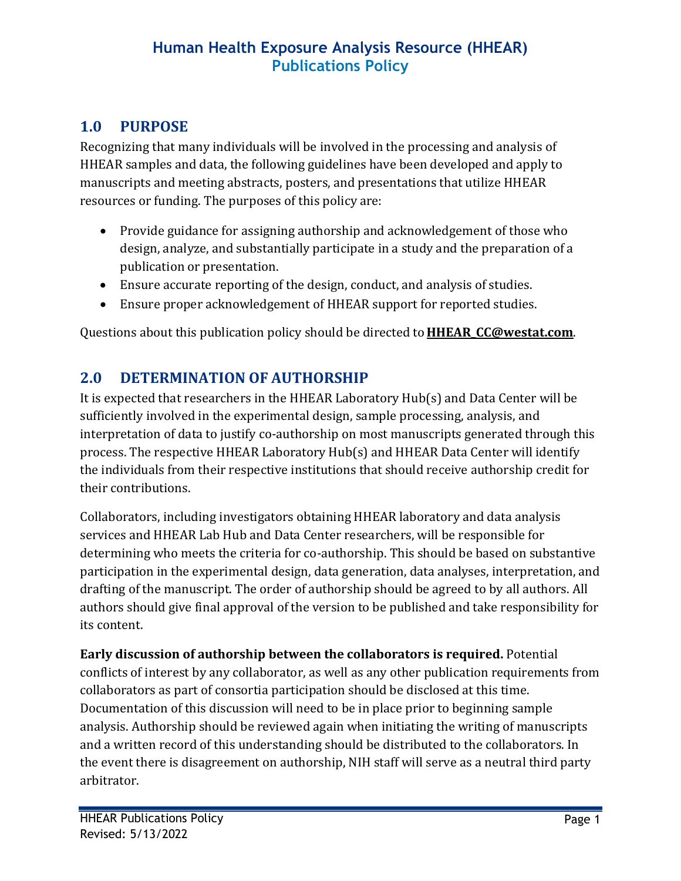# Human Health Exposure Analysis Resource (HHEAR)
## Publications Policy

## 1.0 PURPOSE

Recognizing that many individuals will be involved in the processing and analysis of HHEAR samples and data, the following guidelines have been developed and apply to manuscripts and meeting abstracts, posters, and presentations that utilize HHEAR resources or funding. The purposes of this policy are:

- Provide guidance for assigning authorship and acknowledgement of those who design, analyze, and substantially participate in a study and the preparation of a publication or presentation.
- Ensure accurate reporting of the design, conduct, and analysis of studies.
- Ensure proper acknowledgement of HHEAR support for reported studies.

Questions about this publication policy should be directed to **HHEAR_CC@westat.com**.

## 2.0 DETERMINATION OF AUTHORSHIP

It is expected that researchers in the HHEAR Laboratory Hub(s) and Data Center will be sufficiently involved in the experimental design, sample processing, analysis, and interpretation of data to justify co-authorship on most manuscripts generated through this process. The respective HHEAR Laboratory Hub(s) and HHEAR Data Center will identify the individuals from their respective institutions that should receive authorship credit for their contributions.

Collaborators, including investigators obtaining HHEAR laboratory and data analysis services and HHEAR Lab Hub and Data Center researchers, will be responsible for determining who meets the criteria for co-authorship. This should be based on substantive participation in the experimental design, data generation, data analyses, interpretation, and drafting of the manuscript. The order of authorship should be agreed to by all authors. All authors should give final approval of the version to be published and take responsibility for its content.

**Early discussion of authorship between the collaborators is required.** Potential conflicts of interest by any collaborator, as well as any other publication requirements from collaborators as part of consortia participation should be disclosed at this time. Documentation of this discussion will need to be in place prior to beginning sample analysis. Authorship should be reviewed again when initiating the writing of manuscripts and a written record of this understanding should be distributed to the collaborators. In the event there is disagreement on authorship, NIH staff will serve as a neutral third party arbitrator.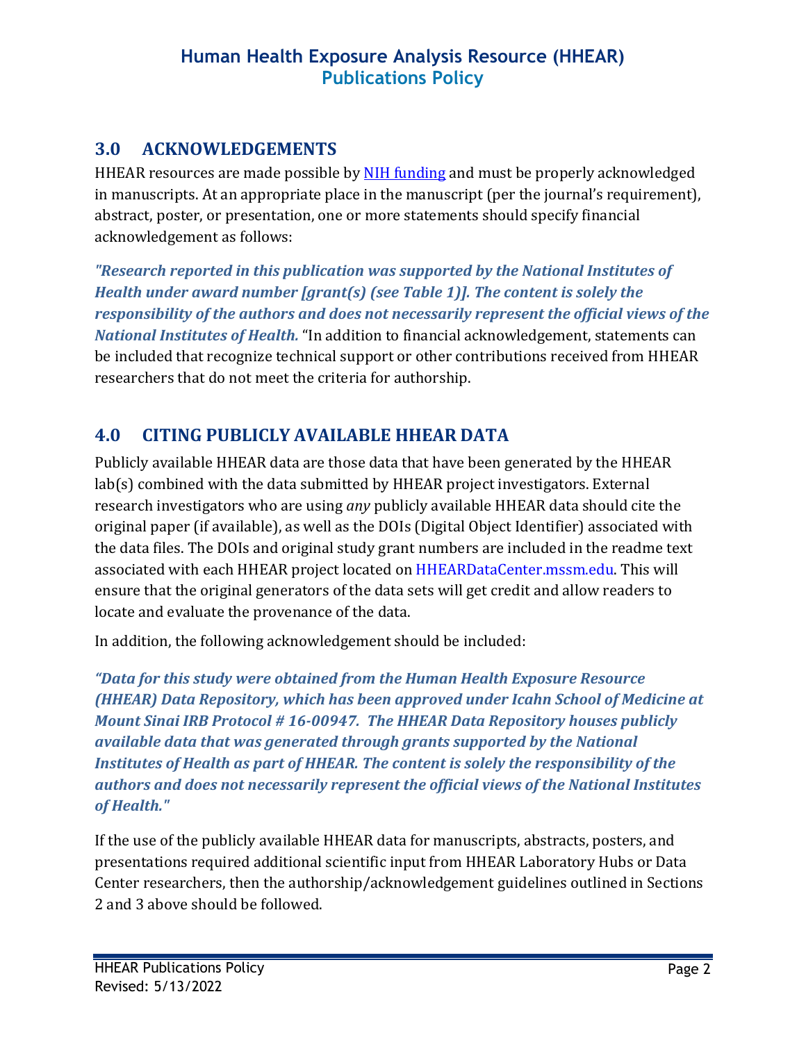## 3.0 ACKNOWLEDGEMENTS

HHEAR resources are made possible by [NIH funding](#) and must be properly acknowledged in manuscripts. At an appropriate place in the manuscript (per the journal's requirement), abstract, poster, or presentation, one or more statements should specify financial acknowledgement as follows:

***"Research reported in this publication was supported by the National Institutes of Health under award number [grant(s) (see Table 1)]. The content is solely the responsibility of the authors and does not necessarily represent the official views of the National Institutes of Health.*** "In addition to financial acknowledgement, statements can be included that recognize technical support or other contributions received from HHEAR researchers that do not meet the criteria for authorship.

## 4.0 CITING PUBLICLY AVAILABLE HHEAR DATA

Publicly available HHEAR data are those data that have been generated by the HHEAR lab(s) combined with the data submitted by HHEAR project investigators. External research investigators who are using *any* publicly available HHEAR data should cite the original paper (if available), as well as the DOIs (Digital Object Identifier) associated with the data files. The DOIs and original study grant numbers are included in the readme text associated with each HHEAR project located on HHEARDataCenter.mssm.edu. This will ensure that the original generators of the data sets will get credit and allow readers to locate and evaluate the provenance of the data.

In addition, the following acknowledgement should be included:

***"Data for this study were obtained from the Human Health Exposure Resource (HHEAR) Data Repository, which has been approved under Icahn School of Medicine at Mount Sinai IRB Protocol # 16-00947. The HHEAR Data Repository houses publicly available data that was generated through grants supported by the National Institutes of Health as part of HHEAR. The content is solely the responsibility of the authors and does not necessarily represent the official views of the National Institutes of Health."***

If the use of the publicly available HHEAR data for manuscripts, abstracts, posters, and presentations required additional scientific input from HHEAR Laboratory Hubs or Data Center researchers, then the authorship/acknowledgement guidelines outlined in Sections 2 and 3 above should be followed.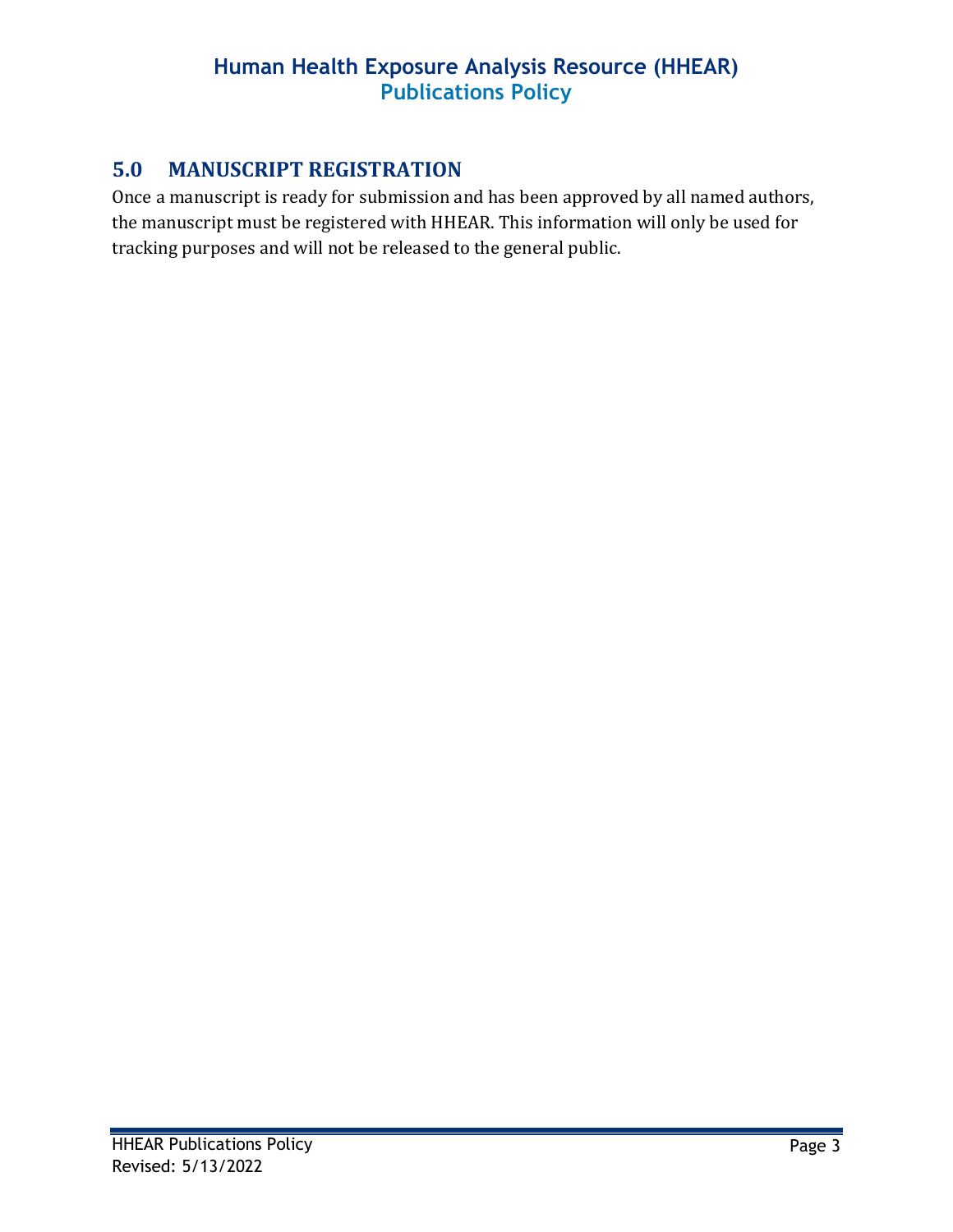## 5.0 MANUSCRIPT REGISTRATION

Once a manuscript is ready for submission and has been approved by all named authors, the manuscript must be registered with HHEAR. This information will only be used for tracking purposes and will not be released to the general public.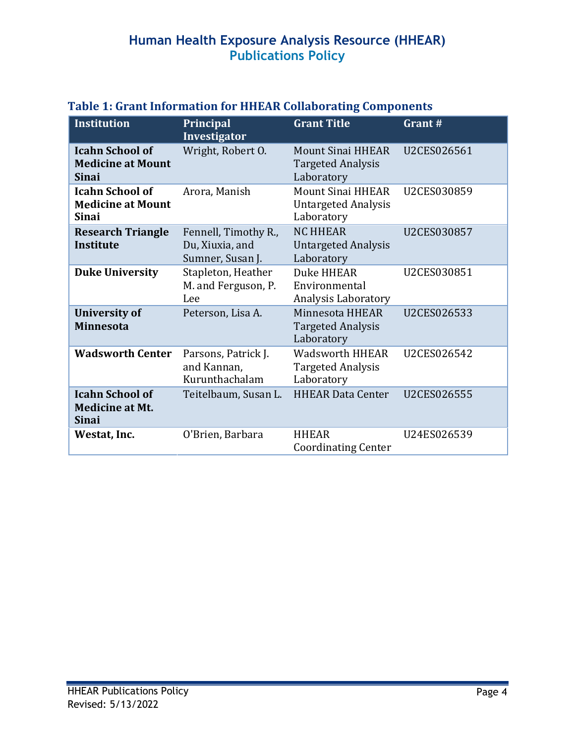### Table 1: Grant Information for HHEAR Collaborating Components

| Institution | Principal Investigator | Grant Title | Grant # |
| --- | --- | --- | --- |
| **Icahn School of Medicine at Mount Sinai** | Wright, Robert O. | Mount Sinai HHEAR Targeted Analysis Laboratory | U2CES026561 |
| **Icahn School of Medicine at Mount Sinai** | Arora, Manish | Mount Sinai HHEAR Untargeted Analysis Laboratory | U2CES030859 |
| **Research Triangle Institute** | Fennell, Timothy R., Du, Xiuxia, and Sumner, Susan J. | NC HHEAR Untargeted Analysis Laboratory | U2CES030857 |
| **Duke University** | Stapleton, Heather M. and Ferguson, P. Lee | Duke HHEAR Environmental Analysis Laboratory | U2CES030851 |
| **University of Minnesota** | Peterson, Lisa A. | Minnesota HHEAR Targeted Analysis Laboratory | U2CES026533 |
| **Wadsworth Center** | Parsons, Patrick J. and Kannan, Kurunthachalam | Wadsworth HHEAR Targeted Analysis Laboratory | U2CES026542 |
| **Icahn School of Medicine at Mt. Sinai** | Teitelbaum, Susan L. | HHEAR Data Center | U2CES026555 |
| **Westat, Inc.** | O'Brien, Barbara | HHEAR Coordinating Center | U24ES026539 |